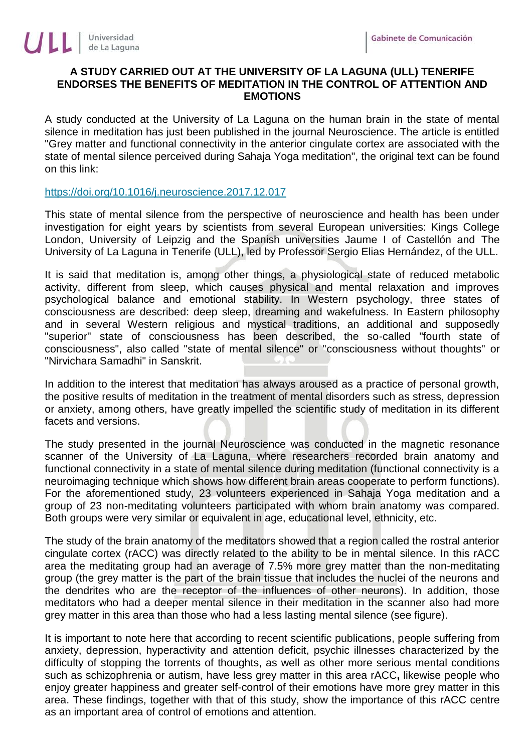# A STUDY CARRIED OUT AT THE UNIVERSITY OF LA LAGUNA (ULL) TENERIFE ENDORSES THE BENEFITS OF MEDITATION IN THE CONTROL OF ATTENTION AND EMOTIONS

A study conducted at the University of La Laguna on the human brain in the state of mental silence in meditation has just been published in the journal Neuroscience. The article is entitled "Grey matter and functional connectivity in the anterior cingulate cortex are associated with the state of mental silence perceived during Sahaja Yoga meditation", the original text can be found on this link:

https://doi.org/10.1016/j.neuroscience.2017.12.017

This state of mental silence from the perspective of neuroscience and health has been under investigation for eight years by scientists from several European universities: Kings College London, University of Leipzig and the Spanish universities Jaume I of Castellón and The University of La Laguna in Tenerife (ULL), led by Professor Sergio Elias Hernández, of the ULL.

It is said that meditation is, among other things, a physiological state of reduced metabolic activity, different from sleep, which causes physical and mental relaxation and improves psychological balance and emotional stability. In Western psychology, three states of consciousness are described: deep sleep, dreaming and wakefulness. In Eastern philosophy and in several Western religious and mystical traditions, an additional and supposedly "superior" state of consciousness has been described, the so-called "fourth state of consciousness", also called "state of mental silence" or "consciousness without thoughts" or "Nirvichara Samadhi" in Sanskrit.

In addition to the interest that meditation has always aroused as a practice of personal growth, the positive results of meditation in the treatment of mental disorders such as stress, depression or anxiety, among others, have greatly impelled the scientific study of meditation in its different facets and versions.

The study presented in the journal Neuroscience was conducted in the magnetic resonance scanner of the University of La Laguna, where researchers recorded brain anatomy and functional connectivity in a state of mental silence during meditation (functional connectivity is a neuroimaging technique which shows how different brain areas cooperate to perform functions). For the aforementioned study, 23 volunteers experienced in Sahaja Yoga meditation and a group of 23 non-meditating volunteers participated with whom brain anatomy was compared. Both groups were very similar or equivalent in age, educational level, ethnicity, etc.

The study of the brain anatomy of the meditators showed that a region called the rostral anterior cingulate cortex (rACC) was directly related to the ability to be in mental silence. In this rACC area the meditating group had an average of 7.5% more grey matter than the non-meditating group (the grey matter is the part of the brain tissue that includes the nuclei of the neurons and the dendrites who are the receptor of the influences of other neurons). In addition, those meditators who had a deeper mental silence in their meditation in the scanner also had more grey matter in this area than those who had a less lasting mental silence (see figure).

It is important to note here that according to recent scientific publications, people suffering from anxiety, depression, hyperactivity and attention deficit, psychic illnesses characterized by the difficulty of stopping the torrents of thoughts, as well as other more serious mental conditions such as schizophrenia or autism, have less grey matter in this area rACC**,** likewise people who enjoy greater happiness and greater self-control of their emotions have more grey matter in this area. These findings, together with that of this study, show the importance of this rACC centre as an important area of control of emotions and attention.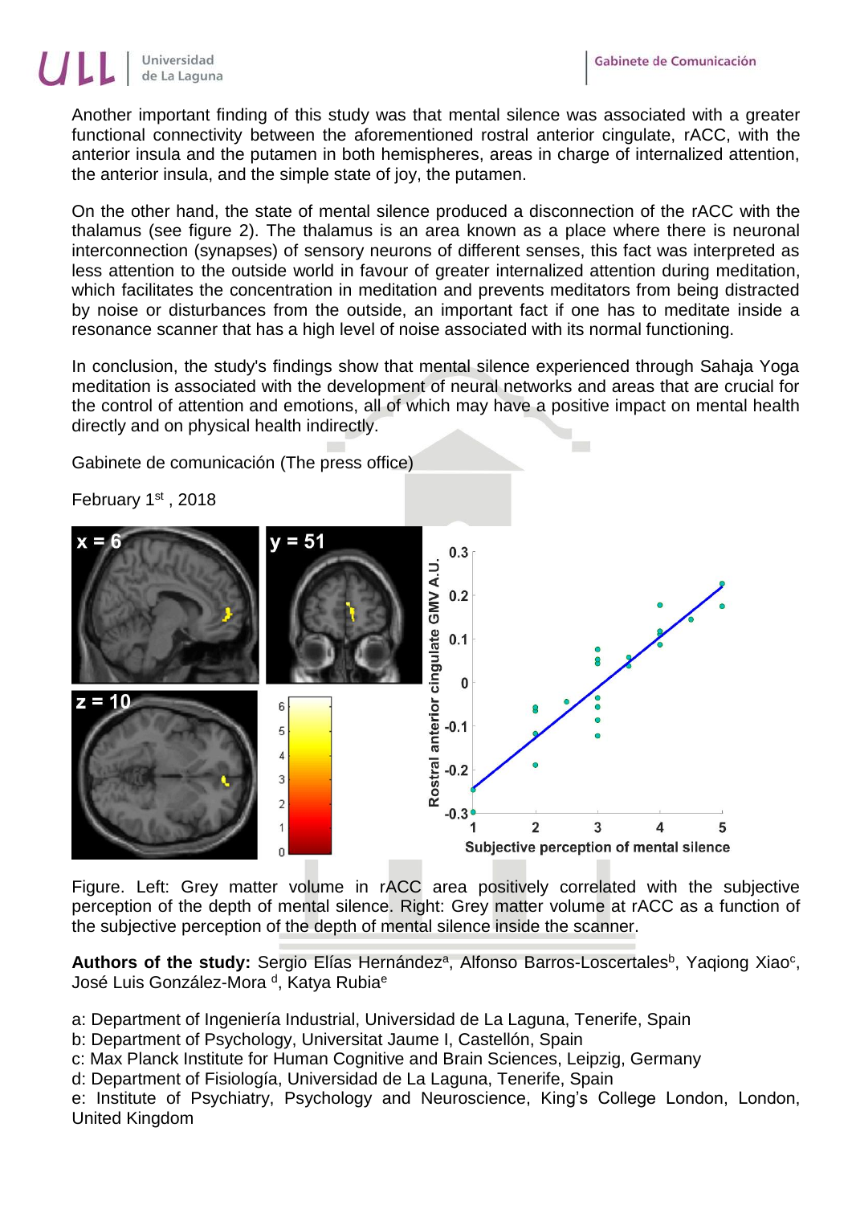Another important finding of this study was that mental silence was associated with a greater functional connectivity between the aforementioned rostral anterior cingulate, rACC, with the anterior insula and the putamen in both hemispheres, areas in charge of internalized attention, the anterior insula, and the simple state of joy, the putamen.

On the other hand, the state of mental silence produced a disconnection of the rACC with the thalamus (see figure 2). The thalamus is an area known as a place where there is neuronal interconnection (synapses) of sensory neurons of different senses, this fact was interpreted as less attention to the outside world in favour of greater internalized attention during meditation, which facilitates the concentration in meditation and prevents meditators from being distracted by noise or disturbances from the outside, an important fact if one has to meditate inside a resonance scanner that has a high level of noise associated with its normal functioning.

In conclusion, the study's findings show that mental silence experienced through Sahaja Yoga meditation is associated with the development of neural networks and areas that are crucial for the control of attention and emotions, all of which may have a positive impact on mental health directly and on physical health indirectly.

Gabinete de comunicación (The press office)

February 1st , 2018

x = 6

y = 51

z = 10

0 1 2 3 4 5 6

Rostral anterior cingulate GMV A.U.

0.3 0.2 0.1 0 -0.1 -0.2 -0.3

1 2 3 4 5

Subjective perception of mental silence

Figure. Left: Grey matter volume in rACC area positively correlated with the subjective perception of the depth of mental silence. Right: Grey matter volume at rACC as a function of the subjective perception of the depth of mental silence inside the scanner.

**Authors of the study:** Sergio Elías Hernández[a], Alfonso Barros-Loscertales[b], Yaqiong Xiao[c], José Luis González-Mora [d], Katya Rubia[e]

a: Department of Ingeniería Industrial, Universidad de La Laguna, Tenerife, Spain
b: Department of Psychology, Universitat Jaume I, Castellón, Spain
c: Max Planck Institute for Human Cognitive and Brain Sciences, Leipzig, Germany
d: Department of Fisiología, Universidad de La Laguna, Tenerife, Spain
e: Institute of Psychiatry, Psychology and Neuroscience, King's College London, London, United Kingdom